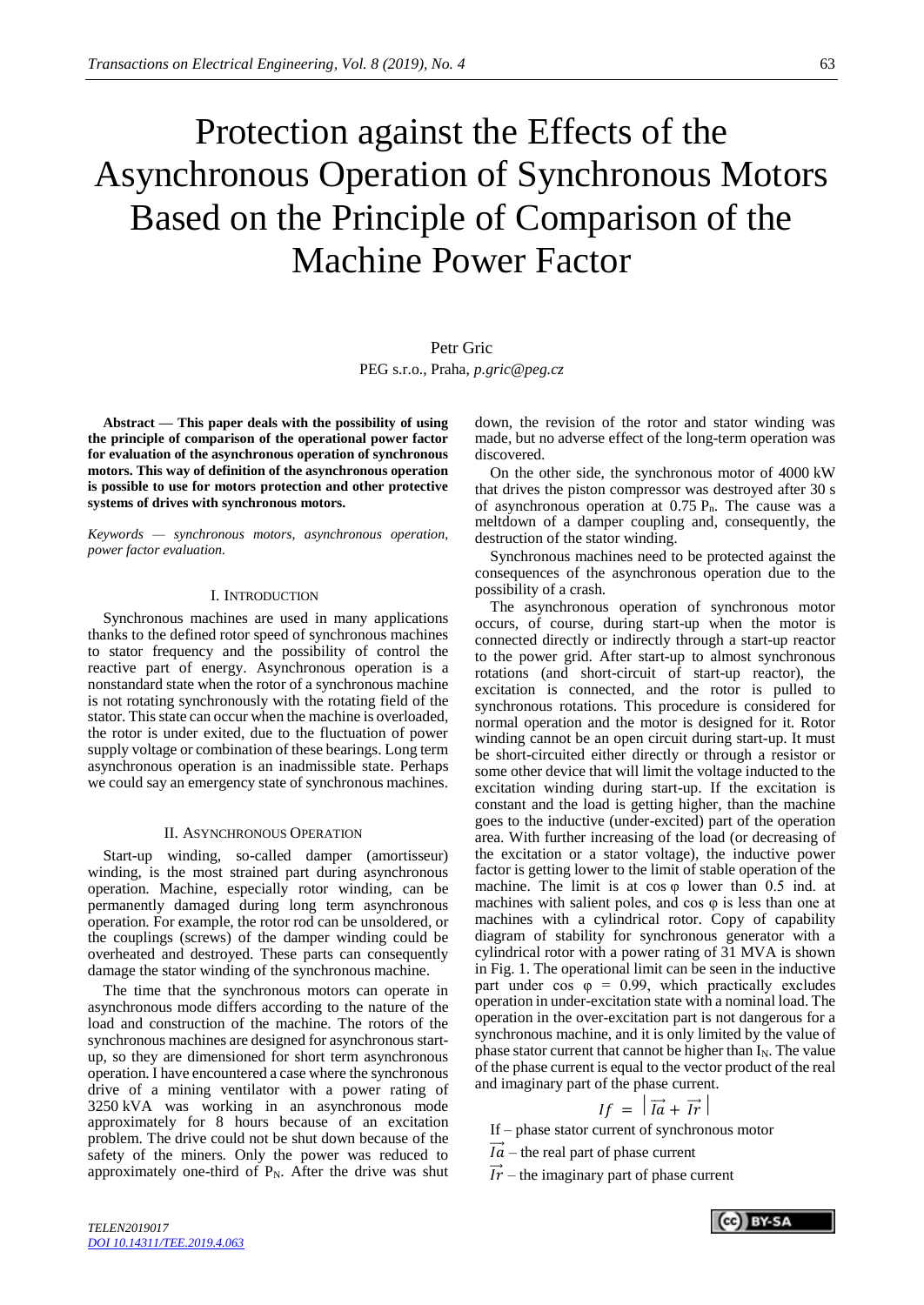# Protection against the Effects of the Asynchronous Operation of Synchronous Motors Based on the Principle of Comparison of the Machine Power Factor

Petr Gric

PEG s.r.o., Praha, *p.gric@peg.cz*

**Abstract — This paper deals with the possibility of using the principle of comparison of the operational power factor for evaluation of the asynchronous operation of synchronous motors. This way of definition of the asynchronous operation is possible to use for motors protection and other protective systems of drives with synchronous motors.**

*Keywords — synchronous motors, asynchronous operation, power factor evaluation.*

## I. Introduction

Synchronous machines are used in many applications thanks to the defined rotor speed of synchronous machines to stator frequency and the possibility of control the reactive part of energy. Asynchronous operation is a nonstandard state when the rotor of a synchronous machine is not rotating synchronously with the rotating field of the stator. This state can occur when the machine is overloaded, the rotor is under exited, due to the fluctuation of power supply voltage or combination of these bearings. Long term asynchronous operation is an inadmissible state. Perhaps we could say an emergency state of synchronous machines.

## II. Asynchronous Operation

Start-up winding, so-called damper (amortisseur) winding, is the most strained part during asynchronous operation. Machine, especially rotor winding, can be permanently damaged during long term asynchronous operation. For example, the rotor rod can be unsoldered, or the couplings (screws) of the damper winding could be overheated and destroyed. These parts can consequently damage the stator winding of the synchronous machine.

The time that the synchronous motors can operate in asynchronous mode differs according to the nature of the load and construction of the machine. The rotors of the synchronous machines are designed for asynchronous start-up, so they are dimensioned for short term asynchronous operation. I have encountered a case where the synchronous drive of a mining ventilator with a power rating of 3250 kVA was working in an asynchronous mode approximately for 8 hours because of an excitation problem. The drive could not be shut down because of the safety of the miners. Only the power was reduced to approximately one-third of $P_N$. After the drive was shut down, the revision of the rotor and stator winding was made, but no adverse effect of the long-term operation was discovered.

On the other side, the synchronous motor of 4000 kW that drives the piston compressor was destroyed after 30 s of asynchronous operation at 0.75 $P_n$. The cause was a meltdown of a damper coupling and, consequently, the destruction of the stator winding.

Synchronous machines need to be protected against the consequences of the asynchronous operation due to the possibility of a crash.

The asynchronous operation of synchronous motor occurs, of course, during start-up when the motor is connected directly or indirectly through a start-up reactor to the power grid. After start-up to almost synchronous rotations (and short-circuit of start-up reactor), the excitation is connected, and the rotor is pulled to synchronous rotations. This procedure is considered for normal operation and the motor is designed for it. Rotor winding cannot be an open circuit during start-up. It must be short-circuited either directly or through a resistor or some other device that will limit the voltage inducted to the excitation winding during start-up. If the excitation is constant and the load is getting higher, than the machine goes to the inductive (under-excited) part of the operation area. With further increasing of the load (or decreasing of the excitation or a stator voltage), the inductive power factor is getting lower to the limit of stable operation of the machine. The limit is at $\cos\varphi$ lower than 0.5 ind. at machines with salient poles, and $\cos\varphi$ is less than one at machines with a cylindrical rotor. Copy of capability diagram of stability for synchronous generator with a cylindrical rotor with a power rating of 31 MVA is shown in Fig. 1. The operational limit can be seen in the inductive part under $\cos\varphi = 0.99$, which practically excludes operation in under-excitation state with a nominal load. The operation in the over-excitation part is not dangerous for a synchronous machine, and it is only limited by the value of phase stator current that cannot be higher than $I_N$. The value of the phase current is equal to the vector product of the real and imaginary part of the phase current.

$$If = \left| \vec{Ia} + \vec{Ir} \right|$$

If – phase stator current of synchronous motor

$\vec{Ia}$ – the real part of phase current

$\vec{Ir}$ – the imaginary part of phase current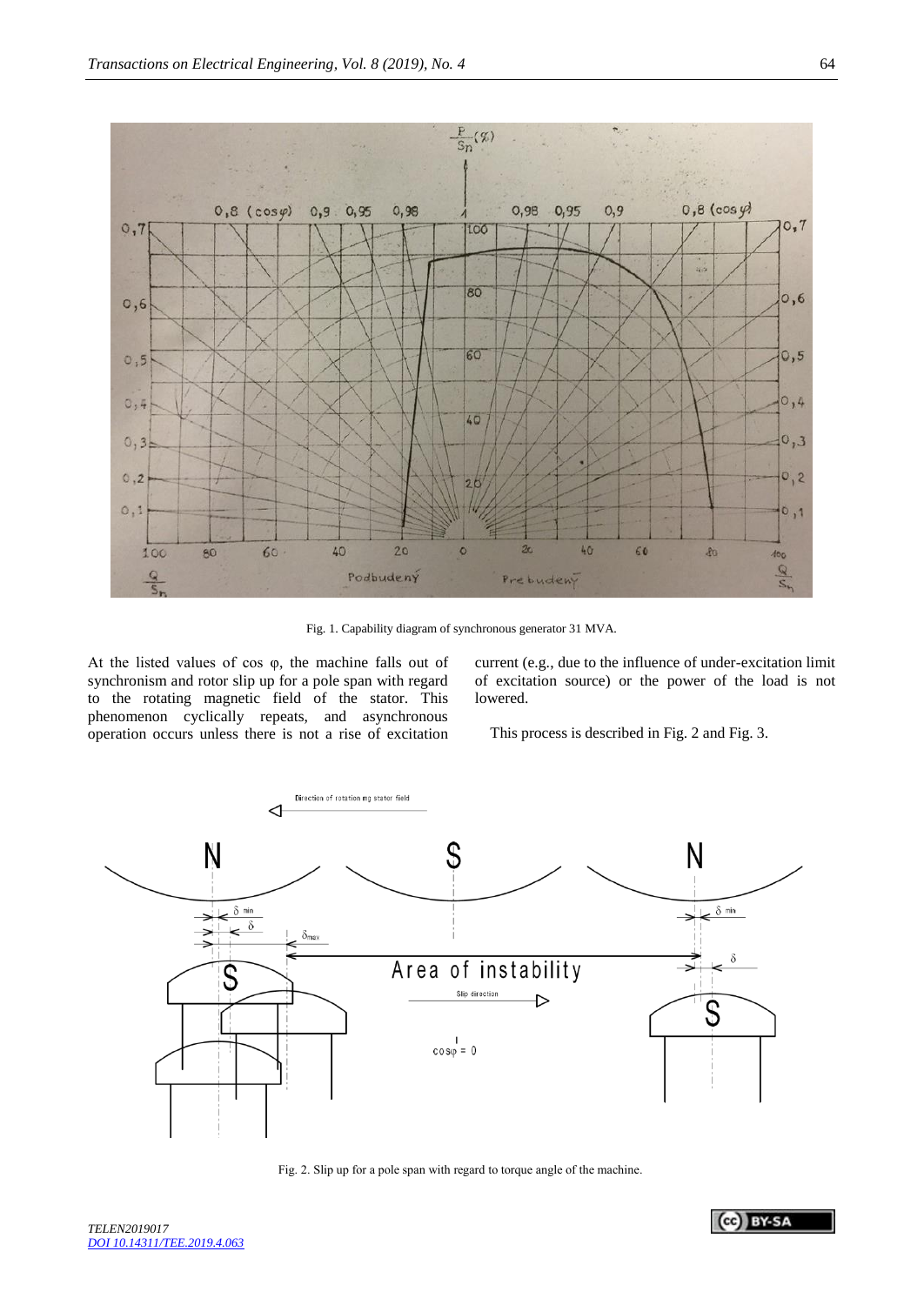Fig. 1. Capability diagram of synchronous generator 31 MVA.

At the listed values of cos φ, the machine falls out of synchronism and rotor slip up for a pole span with regard to the rotating magnetic field of the stator. This phenomenon cyclically repeats, and asynchronous operation occurs unless there is not a rise of excitation current (e.g., due to the influence of under-excitation limit of excitation source) or the power of the load is not lowered.

This process is described in Fig. 2 and Fig. 3.

Fig. 2. Slip up for a pole span with regard to torque angle of the machine.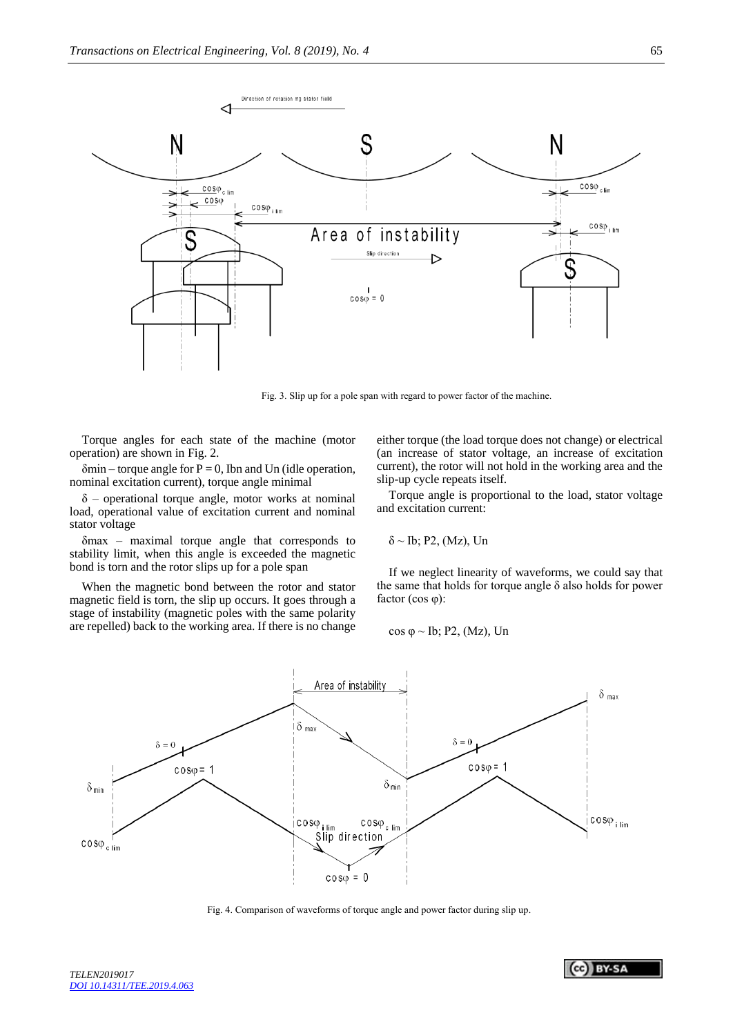Fig. 3. Slip up for a pole span with regard to power factor of the machine.

Torque angles for each state of the machine (motor operation) are shown in Fig. 2.

$\delta_{min}$ – torque angle for $P = 0$, $I_{bn}$ and $U_n$ (idle operation, nominal excitation current), torque angle minimal

$\delta$ – operational torque angle, motor works at nominal load, operational value of excitation current and nominal stator voltage

$\delta_{max}$ – maximal torque angle that corresponds to stability limit, when this angle is exceeded the magnetic bond is torn and the rotor slips up for a pole span

When the magnetic bond between the rotor and stator magnetic field is torn, the slip up occurs. It goes through a stage of instability (magnetic poles with the same polarity are repelled) back to the working area. If there is no change either torque (the load torque does not change) or electrical (an increase of stator voltage, an increase of excitation current), the rotor will not hold in the working area and the slip-up cycle repeats itself.

Torque angle is proportional to the load, stator voltage and excitation current:

$$\delta \sim I_b;\ P_2,\ (M_z),\ U_n$$

If we neglect linearity of waveforms, we could say that the same that holds for torque angle $\delta$ also holds for power factor ($\cos \varphi$):

$$\cos \varphi \sim I_b;\ P_2,\ (M_z),\ U_n$$

Fig. 4. Comparison of waveforms of torque angle and power factor during slip up.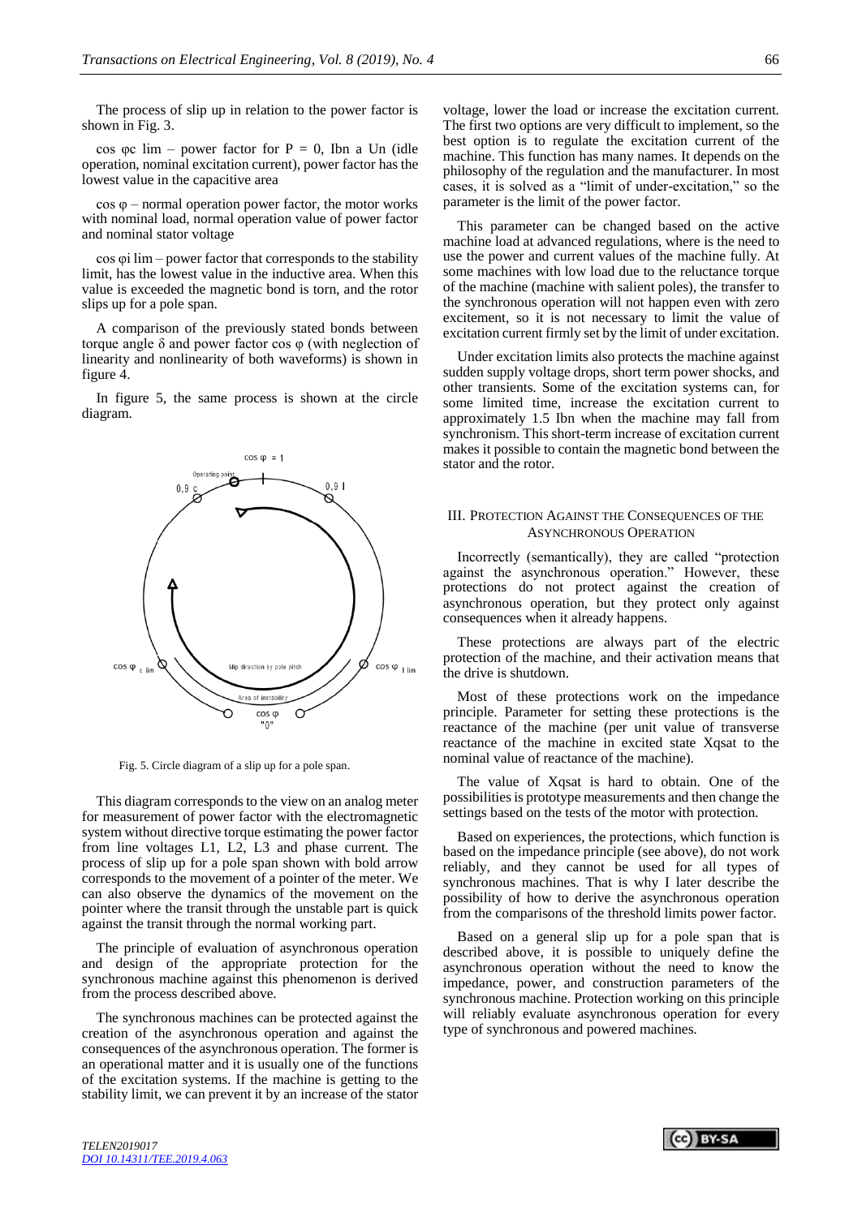The process of slip up in relation to the power factor is shown in Fig. 3.

cos φc lim – power factor for P = 0, Ibn a Un (idle operation, nominal excitation current), power factor has the lowest value in the capacitive area

cos φ – normal operation power factor, the motor works with nominal load, normal operation value of power factor and nominal stator voltage

cos φi lim – power factor that corresponds to the stability limit, has the lowest value in the inductive area. When this value is exceeded the magnetic bond is torn, and the rotor slips up for a pole span.

A comparison of the previously stated bonds between torque angle δ and power factor cos φ (with neglection of linearity and nonlinearity of both waveforms) is shown in figure 4.

In figure 5, the same process is shown at the circle diagram.

Fig. 5. Circle diagram of a slip up for a pole span.

This diagram corresponds to the view on an analog meter for measurement of power factor with the electromagnetic system without directive torque estimating the power factor from line voltages L1, L2, L3 and phase current. The process of slip up for a pole span shown with bold arrow corresponds to the movement of a pointer of the meter. We can also observe the dynamics of the movement on the pointer where the transit through the unstable part is quick against the transit through the normal working part.

The principle of evaluation of asynchronous operation and design of the appropriate protection for the synchronous machine against this phenomenon is derived from the process described above.

The synchronous machines can be protected against the creation of the asynchronous operation and against the consequences of the asynchronous operation. The former is an operational matter and it is usually one of the functions of the excitation systems. If the machine is getting to the stability limit, we can prevent it by an increase of the stator voltage, lower the load or increase the excitation current. The first two options are very difficult to implement, so the best option is to regulate the excitation current of the machine. This function has many names. It depends on the philosophy of the regulation and the manufacturer. In most cases, it is solved as a "limit of under-excitation," so the parameter is the limit of the power factor.

This parameter can be changed based on the active machine load at advanced regulations, where is the need to use the power and current values of the machine fully. At some machines with low load due to the reluctance torque of the machine (machine with salient poles), the transfer to the synchronous operation will not happen even with zero excitement, so it is not necessary to limit the value of excitation current firmly set by the limit of under excitation.

Under excitation limits also protects the machine against sudden supply voltage drops, short term power shocks, and other transients. Some of the excitation systems can, for some limited time, increase the excitation current to approximately 1.5 Ibn when the machine may fall from synchronism. This short-term increase of excitation current makes it possible to contain the magnetic bond between the stator and the rotor.

## III. Protection Against the Consequences of the Asynchronous Operation

Incorrectly (semantically), they are called "protection against the asynchronous operation." However, these protections do not protect against the creation of asynchronous operation, but they protect only against consequences when it already happens.

These protections are always part of the electric protection of the machine, and their activation means that the drive is shutdown.

Most of these protections work on the impedance principle. Parameter for setting these protections is the reactance of the machine (per unit value of transverse reactance of the machine in excited state Xqsat to the nominal value of reactance of the machine).

The value of Xqsat is hard to obtain. One of the possibilities is prototype measurements and then change the settings based on the tests of the motor with protection.

Based on experiences, the protections, which function is based on the impedance principle (see above), do not work reliably, and they cannot be used for all types of synchronous machines. That is why I later describe the possibility of how to derive the asynchronous operation from the comparisons of the threshold limits power factor.

Based on a general slip up for a pole span that is described above, it is possible to uniquely define the asynchronous operation without the need to know the impedance, power, and construction parameters of the synchronous machine. Protection working on this principle will reliably evaluate asynchronous operation for every type of synchronous and powered machines.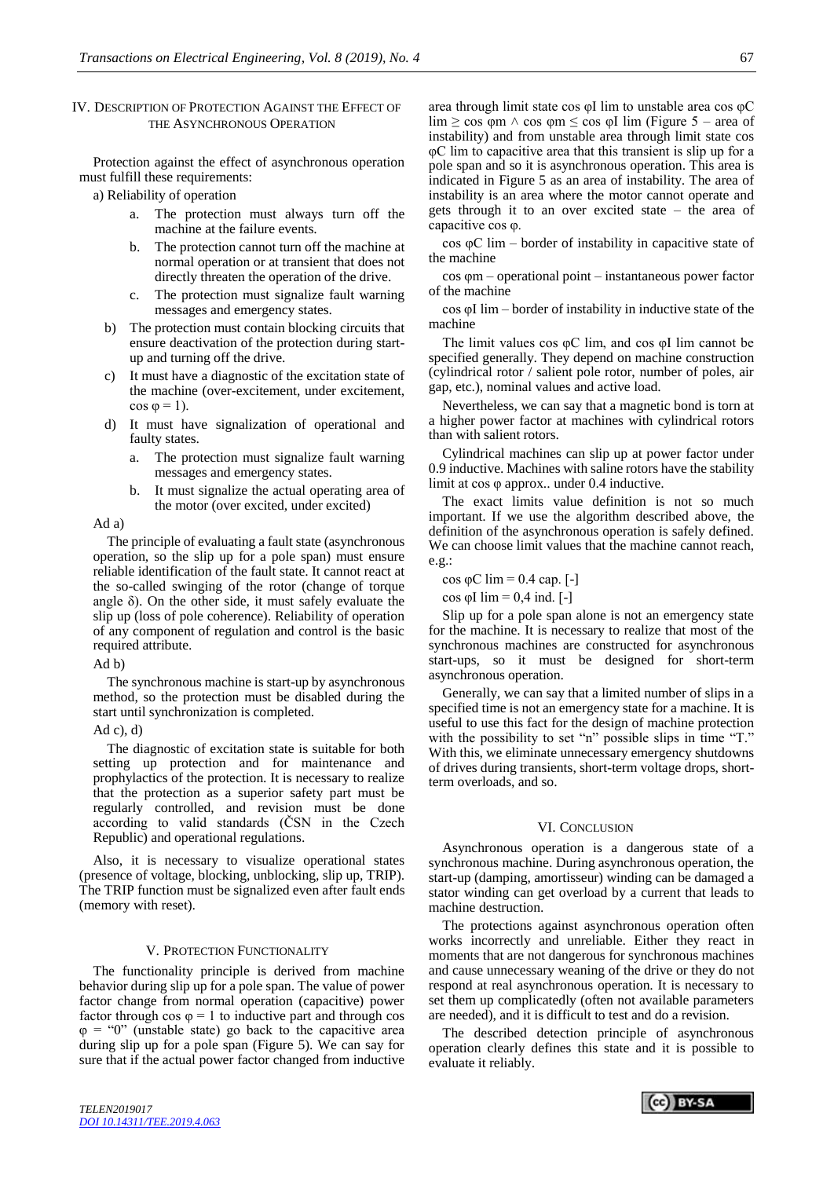## IV. Description of Protection Against the Effect of the Asynchronous Operation

Protection against the effect of asynchronous operation must fulfill these requirements:

a) Reliability of operation

   a. The protection must always turn off the machine at the failure events.
   b. The protection cannot turn off the machine at normal operation or at transient that does not directly threaten the operation of the drive.
   c. The protection must signalize fault warning messages and emergency states.

b) The protection must contain blocking circuits that ensure deactivation of the protection during start-up and turning off the drive.

c) It must have a diagnostic of the excitation state of the machine (over-excitement, under excitement, $\cos \varphi = 1$).

d) It must have signalization of operational and faulty states.

   a. The protection must signalize fault warning messages and emergency states.
   b. It must signalize the actual operating area of the motor (over excited, under excited)

Ad a)

The principle of evaluating a fault state (asynchronous operation, so the slip up for a pole span) must ensure reliable identification of the fault state. It cannot react at the so-called swinging of the rotor (change of torque angle $\delta$). On the other side, it must safely evaluate the slip up (loss of pole coherence). Reliability of operation of any component of regulation and control is the basic required attribute.

Ad b)

The synchronous machine is start-up by asynchronous method, so the protection must be disabled during the start until synchronization is completed.

Ad c), d)

The diagnostic of excitation state is suitable for both setting up protection and for maintenance and prophylactics of the protection. It is necessary to realize that the protection as a superior safety part must be regularly controlled, and revision must be done according to valid standards (ČSN in the Czech Republic) and operational regulations.

Also, it is necessary to visualize operational states (presence of voltage, blocking, unblocking, slip up, TRIP). The TRIP function must be signalized even after fault ends (memory with reset).

## V. Protection Functionality

The functionality principle is derived from machine behavior during slip up for a pole span. The value of power factor change from normal operation (capacitive) power factor through $\cos \varphi = 1$ to inductive part and through $\cos \varphi =$ "0" (unstable state) go back to the capacitive area during slip up for a pole span (Figure 5). We can say for sure that if the actual power factor changed from inductive area through limit state $\cos \varphi I$ lim to unstable area $\cos \varphi C \text{ lim} \geq \cos \varphi m \wedge \cos \varphi m \leq \cos \varphi I \text{ lim}$ (Figure 5 – area of instability) and from unstable area through limit state $\cos \varphi C$ lim to capacitive area that this transient is slip up for a pole span and so it is asynchronous operation. This area is indicated in Figure 5 as an area of instability. The area of instability is an area where the motor cannot operate and gets through it to an over excited state – the area of capacitive $\cos \varphi$.

$\cos \varphi C$ lim – border of instability in capacitive state of the machine

$\cos \varphi m$ – operational point – instantaneous power factor of the machine

$\cos \varphi I$ lim – border of instability in inductive state of the machine

The limit values $\cos \varphi C$ lim, and $\cos \varphi I$ lim cannot be specified generally. They depend on machine construction (cylindrical rotor / salient pole rotor, number of poles, air gap, etc.), nominal values and active load.

Nevertheless, we can say that a magnetic bond is torn at a higher power factor at machines with cylindrical rotors than with salient rotors.

Cylindrical machines can slip up at power factor under 0.9 inductive. Machines with saline rotors have the stability limit at $\cos \varphi$ approx.. under 0.4 inductive.

The exact limits value definition is not so much important. If we use the algorithm described above, the definition of the asynchronous operation is safely defined. We can choose limit values that the machine cannot reach, e.g.:

$\cos \varphi C$ lim = 0.4 cap. [-]

$\cos \varphi I$ lim = 0,4 ind. [-]

Slip up for a pole span alone is not an emergency state for the machine. It is necessary to realize that most of the synchronous machines are constructed for asynchronous start-ups, so it must be designed for short-term asynchronous operation.

Generally, we can say that a limited number of slips in a specified time is not an emergency state for a machine. It is useful to use this fact for the design of machine protection with the possibility to set "n" possible slips in time "T." With this, we eliminate unnecessary emergency shutdowns of drives during transients, short-term voltage drops, short-term overloads, and so.

## VI. Conclusion

Asynchronous operation is a dangerous state of a synchronous machine. During asynchronous operation, the start-up (damping, amortisseur) winding can be damaged a stator winding can get overload by a current that leads to machine destruction.

The protections against asynchronous operation often works incorrectly and unreliable. Either they react in moments that are not dangerous for synchronous machines and cause unnecessary weaning of the drive or they do not respond at real asynchronous operation. It is necessary to set them up complicatedly (often not available parameters are needed), and it is difficult to test and do a revision.

The described detection principle of asynchronous operation clearly defines this state and it is possible to evaluate it reliably.